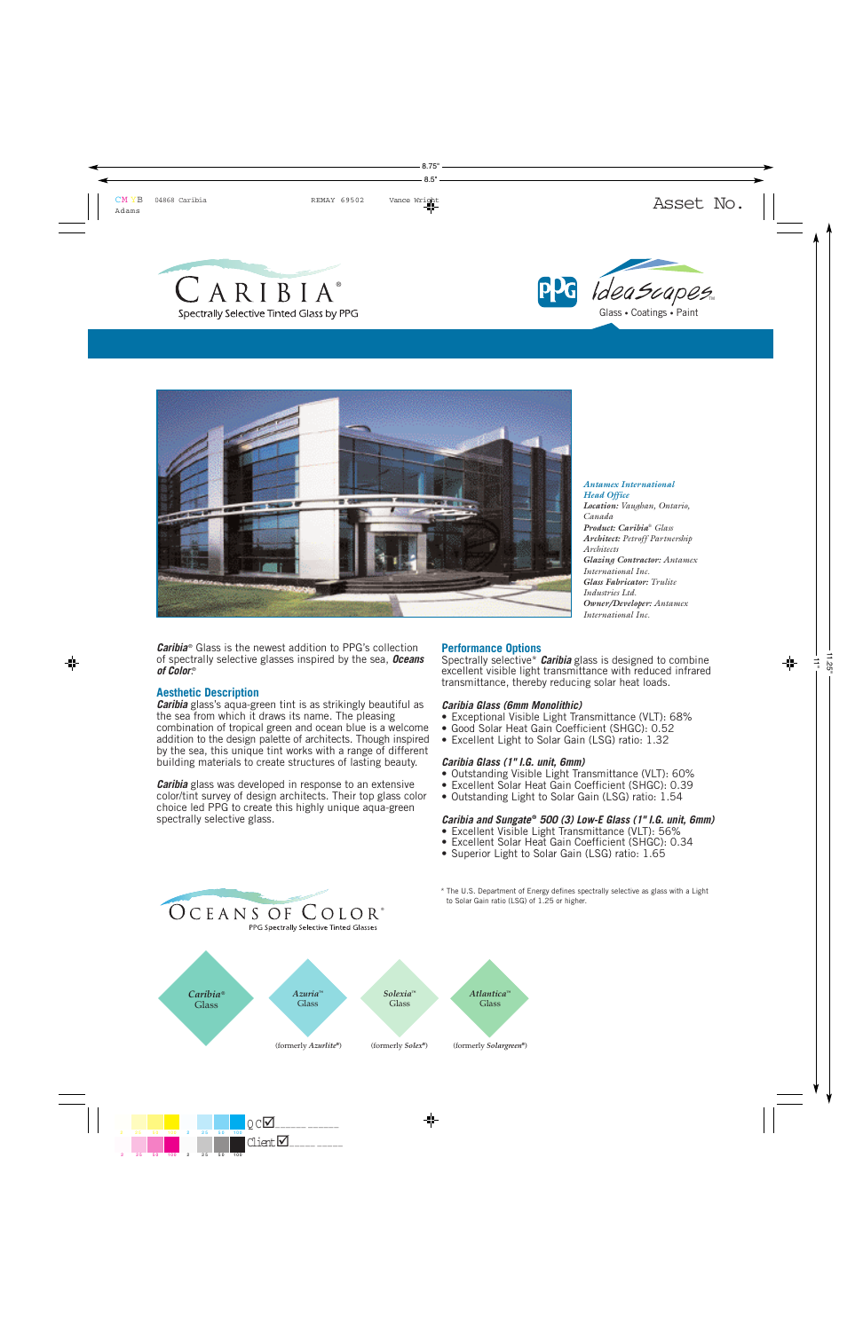# CARIBIA®

Spectrally Selective Tinted Glass by PPG

PPG IdeaScapes™

Glass • Coatings • Paint

***Antamex International Head Office***
***Location:*** *Vaughan, Ontario, Canada*
***Product: Caribia®*** *Glass*
***Architect:*** *Petroff Partnership Architects*
***Glazing Contractor:*** *Antamex International Inc.*
***Glass Fabricator:*** *Trulite Industries Ltd.*
***Owner/Developer:*** *Antamex International Inc.*

***Caribia®*** Glass is the newest addition to PPG's collection of spectrally selective glasses inspired by the sea, ***Oceans of Color®***.

## Aesthetic Description

***Caribia*** glass's aqua-green tint is as strikingly beautiful as the sea from which it draws its name. The pleasing combination of tropical green and ocean blue is a welcome addition to the design palette of architects. Though inspired by the sea, this unique tint works with a range of different building materials to create structures of lasting beauty.

***Caribia*** glass was developed in response to an extensive color/tint survey of design architects. Their top glass color choice led PPG to create this highly unique aqua-green spectrally selective glass.

## Performance Options

Spectrally selective* ***Caribia*** glass is designed to combine excellent visible light transmittance with reduced infrared transmittance, thereby reducing solar heat loads.

### *Caribia Glass (6mm Monolithic)*

- Exceptional Visible Light Transmittance (VLT): 68%
- Good Solar Heat Gain Coefficient (SHGC): 0.52
- Excellent Light to Solar Gain (LSG) ratio: 1.32

### *Caribia Glass (1" I.G. unit, 6mm)*

- Outstanding Visible Light Transmittance (VLT): 60%
- Excellent Solar Heat Gain Coefficient (SHGC): 0.39
- Outstanding Light to Solar Gain (LSG) ratio: 1.54

### *Caribia and Sungate® 500 (3) Low-E Glass (1" I.G. unit, 6mm)*

- Excellent Visible Light Transmittance (VLT): 56%
- Excellent Solar Heat Gain Coefficient (SHGC): 0.34
- Superior Light to Solar Gain (LSG) ratio: 1.65

\* The U.S. Department of Energy defines spectrally selective as glass with a Light to Solar Gain ratio (LSG) of 1.25 or higher.

# OCEANS OF COLOR®

PPG Spectrally Selective Tinted Glasses

*Caribia®* Glass

*Azuria™* Glass (formerly *Azurlite®*)

*Solexia™* Glass (formerly *Solex®*)

*Atlantica™* Glass (formerly *Solargreen®*)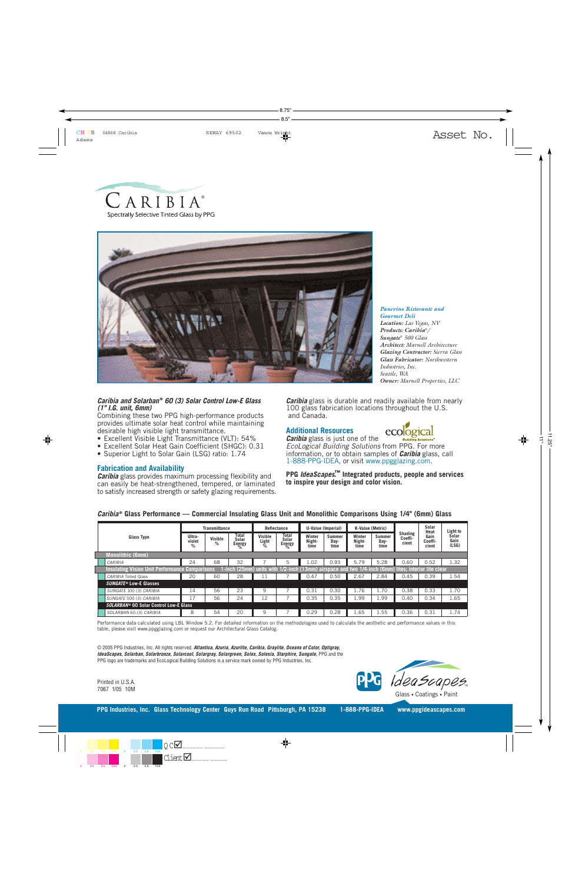# CARIBIA®

Spectrally Selective Tinted Glass by PPG

*Panevino Ristorante and Gourmet Deli*
***Location:*** *Las Vegas, NV*
***Products:*** *Caribia®/ Sungate® 500 Glass*
***Architect:*** *Marnell Architecture*
***Glazing Contractor:*** *Sierra Glass*
***Glass Fabricator:*** *Northwestern Industries, Inc. Seattle, WA*
***Owner:*** *Marnell Properties, LLC*

### *Caribia and Solarban® 60 (3) Solar Control Low-E Glass (1" I.G. unit, 6mm)*

Combining these two PPG high-performance products provides ultimate solar heat control while maintaining desirable high visible light transmittance.

- Excellent Visible Light Transmittance (VLT): 54%
- Excellent Solar Heat Gain Coefficient (SHGC): 0.31
- Superior Light to Solar Gain (LSG) ratio: 1.74

### Fabrication and Availability

***Caribia*** glass provides maximum processing flexibility and can easily be heat-strengthened, tempered, or laminated to satisfy increased strength or safety glazing requirements.

***Caribia*** glass is durable and readily available from nearly 100 glass fabrication locations throughout the U.S. and Canada.

### Additional Resources

ecological Building Solutions™

***Caribia*** glass is just one of the *EcoLogical Building Solutions* from PPG. For more information, or to obtain samples of ***Caribia*** glass, call 1-888-PPG-IDEA, or visit www.ppgglazing.com.

**PPG *IdeaScapes*™ Integrated products, people and services to inspire your design and color vision.**

### *Caribia®* Glass Performance — Commercial Insulating Glass Unit and Monolithic Comparisons Using 1/4" (6mm) Glass

| Glass Type | Transmittance | | | Reflectance | | U-Value (Imperial) | | K-Value (Metric) | | Shading Coefficient | Solar Heat Gain Coefficient | Light to Solar Gain (LSG) |
|---|---|---|---|---|---|---|---|---|---|---|---|---|
| | Ultra-violet % | Visible % | Total Solar Energy % | Visible Light % | Total Solar Energy % | Winter Night-time | Summer Day-time | Winter Night-time | Summer Day-time | | | |
| **Monolithic (6mm)** | | | | | | | | | | | | |
| *CARIBIA* | 24 | 68 | 32 | 7 | 5 | 1.02 | 0.93 | 5.79 | 5.28 | 0.60 | 0.52 | 1.32 |
| **Insulating Vision Unit Performance Comparisons 1-inch (25mm) units with 1/2-inch (13mm) airspace and two 1/4-inch (6mm) lites; interior lite clear** | | | | | | | | | | | | |
| *CARIBIA* Tinted Glass | 20 | 60 | 28 | 11 | 7 | 0.47 | 0.50 | 2.67 | 2.84 | 0.45 | 0.39 | 1.54 |
| ***SUNGATE® Low-E Glasses*** | | | | | | | | | | | | |
| *SUNGATE 100 (3) CARIBIA* | 14 | 56 | 23 | 9 | 7 | 0.31 | 0.30 | 1.76 | 1.70 | 0.38 | 0.33 | 1.70 |
| *SUNGATE 500 (3) CARIBIA* | 17 | 56 | 24 | 12 | 7 | 0.35 | 0.35 | 1.99 | 1.99 | 0.40 | 0.34 | 1.65 |
| ***SOLARBAN® 60 Solar Control Low-E Glass*** | | | | | | | | | | | | |
| *SOLARBAN 60 (3) CARIBIA* | 8 | 54 | 20 | 9 | 7 | 0.29 | 0.28 | 1.65 | 1.55 | 0.36 | 0.31 | 1.74 |

Performance data calculated using LBL Window 5.2. For detailed information on the methodologies used to calculate the aesthetic and performance values in this table, please visit www.ppgglazing.com or request our Architectural Glass Catalog.

© 2005 PPG Industries, Inc. All rights reserved. ***Atlantica, Azuria, Azurlite, Caribia, Graylite, Oceans of Color, Optigray, IdeaScapes, Solarban, Solarbronze, Solarcool, Solargray, Solargreen, Solex, Solexia, Starphire, Sungate***, PPG and the PPG logo are trademarks and EcoLogical Building Solutions is a service mark owned by PPG Industries, Inc.

Printed in U.S.A.
7067 1/05 10M

PPG IdeaScapes™
Glass • Coatings • Paint

**PPG Industries, Inc. Glass Technology Center Guys Run Road Pittsburgh, PA 15238 1-888-PPG-IDEA www.ppgideascapes.com**